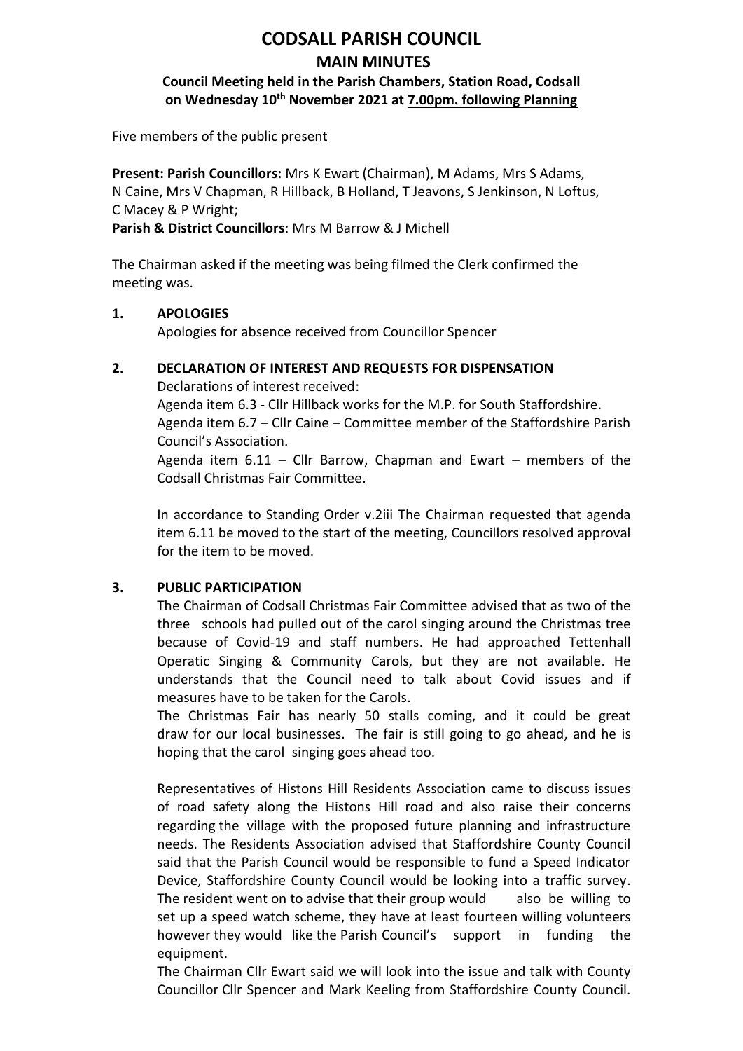# CODSALL PARISH COUNCIL

## MAIN MINUTES

### Council Meeting held in the Parish Chambers, Station Road, Codsall on Wednesday 10th November 2021 at 7.00pm. following Planning

Five members of the public present

**Present: Parish Councillors:** Mrs K Ewart (Chairman), M Adams, Mrs S Adams, N Caine, Mrs V Chapman, R Hillback, B Holland, T Jeavons, S Jenkinson, N Loftus, C Macey & P Wright;
**Parish & District Councillors**: Mrs M Barrow & J Michell

The Chairman asked if the meeting was being filmed the Clerk confirmed the meeting was.

**1. APOLOGIES**

Apologies for absence received from Councillor Spencer

**2. DECLARATION OF INTEREST AND REQUESTS FOR DISPENSATION**

Declarations of interest received:

Agenda item 6.3 - Cllr Hillback works for the M.P. for South Staffordshire.

Agenda item 6.7 – Cllr Caine – Committee member of the Staffordshire Parish Council's Association.

Agenda item 6.11 – Cllr Barrow, Chapman and Ewart – members of the Codsall Christmas Fair Committee.

In accordance to Standing Order v.2iii The Chairman requested that agenda item 6.11 be moved to the start of the meeting, Councillors resolved approval for the item to be moved.

**3. PUBLIC PARTICIPATION**

The Chairman of Codsall Christmas Fair Committee advised that as two of the three schools had pulled out of the carol singing around the Christmas tree because of Covid-19 and staff numbers. He had approached Tettenhall Operatic Singing & Community Carols, but they are not available. He understands that the Council need to talk about Covid issues and if measures have to be taken for the Carols.

The Christmas Fair has nearly 50 stalls coming, and it could be great draw for our local businesses. The fair is still going to go ahead, and he is hoping that the carol singing goes ahead too.

Representatives of Histons Hill Residents Association came to discuss issues of road safety along the Histons Hill road and also raise their concerns regarding the village with the proposed future planning and infrastructure needs. The Residents Association advised that Staffordshire County Council said that the Parish Council would be responsible to fund a Speed Indicator Device, Staffordshire County Council would be looking into a traffic survey. The resident went on to advise that their group would also be willing to set up a speed watch scheme, they have at least fourteen willing volunteers however they would like the Parish Council's support in funding the equipment.

The Chairman Cllr Ewart said we will look into the issue and talk with County Councillor Cllr Spencer and Mark Keeling from Staffordshire County Council.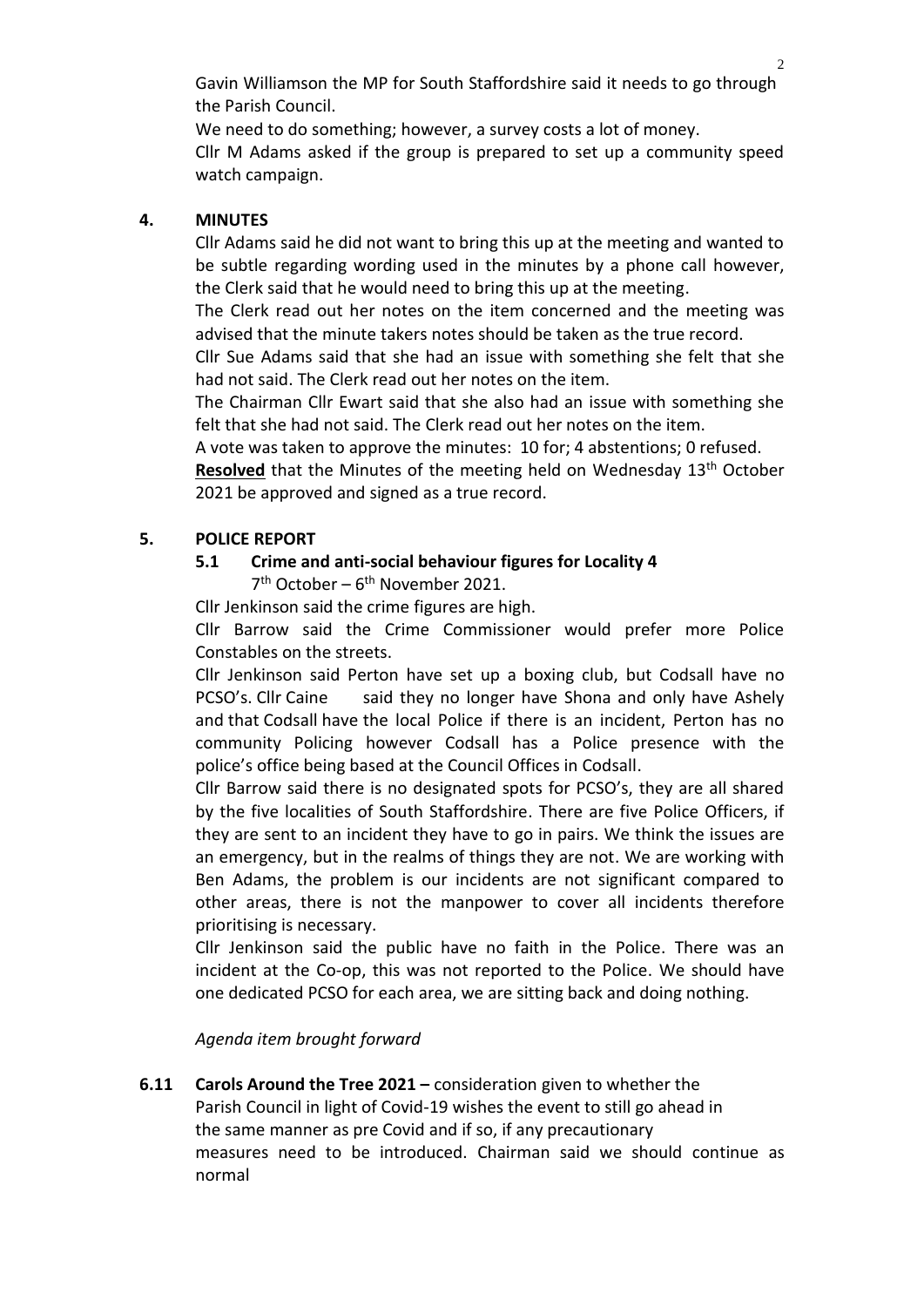Gavin Williamson the MP for South Staffordshire said it needs to go through the Parish Council.

We need to do something; however, a survey costs a lot of money.

Cllr M Adams asked if the group is prepared to set up a community speed watch campaign.

## 4. MINUTES

Cllr Adams said he did not want to bring this up at the meeting and wanted to be subtle regarding wording used in the minutes by a phone call however, the Clerk said that he would need to bring this up at the meeting.

The Clerk read out her notes on the item concerned and the meeting was advised that the minute takers notes should be taken as the true record.

Cllr Sue Adams said that she had an issue with something she felt that she had not said. The Clerk read out her notes on the item.

The Chairman Cllr Ewart said that she also had an issue with something she felt that she had not said. The Clerk read out her notes on the item.

A vote was taken to approve the minutes: 10 for; 4 abstentions; 0 refused.

**Resolved** that the Minutes of the meeting held on Wednesday 13th October 2021 be approved and signed as a true record.

## 5. POLICE REPORT

### 5.1 Crime and anti-social behaviour figures for Locality 4

7th October – 6th November 2021.

Cllr Jenkinson said the crime figures are high.

Cllr Barrow said the Crime Commissioner would prefer more Police Constables on the streets.

Cllr Jenkinson said Perton have set up a boxing club, but Codsall have no PCSO's. Cllr Caine said they no longer have Shona and only have Ashely and that Codsall have the local Police if there is an incident, Perton has no community Policing however Codsall has a Police presence with the police's office being based at the Council Offices in Codsall.

Cllr Barrow said there is no designated spots for PCSO's, they are all shared by the five localities of South Staffordshire. There are five Police Officers, if they are sent to an incident they have to go in pairs. We think the issues are an emergency, but in the realms of things they are not. We are working with Ben Adams, the problem is our incidents are not significant compared to other areas, there is not the manpower to cover all incidents therefore prioritising is necessary.

Cllr Jenkinson said the public have no faith in the Police. There was an incident at the Co-op, this was not reported to the Police. We should have one dedicated PCSO for each area, we are sitting back and doing nothing.

*Agenda item brought forward*

**6.11 Carols Around the Tree 2021 –** consideration given to whether the Parish Council in light of Covid-19 wishes the event to still go ahead in the same manner as pre Covid and if so, if any precautionary measures need to be introduced. Chairman said we should continue as normal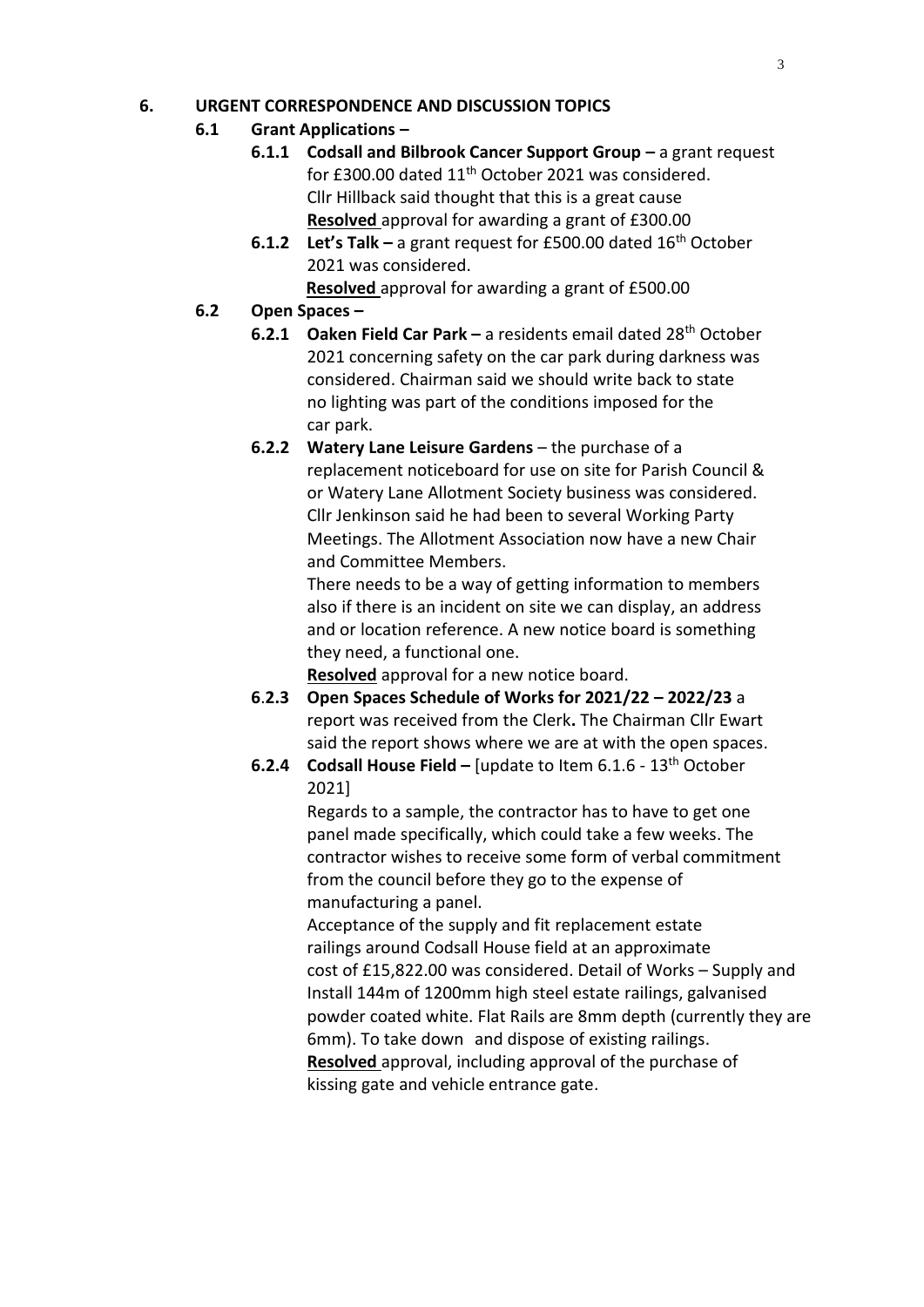## 6. URGENT CORRESPONDENCE AND DISCUSSION TOPICS

### 6.1 Grant Applications –

**6.1.1 Codsall and Bilbrook Cancer Support Group –** a grant request for £300.00 dated 11th October 2021 was considered.
Cllr Hillback said thought that this is a great cause
**Resolved** approval for awarding a grant of £300.00

**6.1.2 Let's Talk –** a grant request for £500.00 dated 16th October 2021 was considered.
**Resolved** approval for awarding a grant of £500.00

### 6.2 Open Spaces –

**6.2.1 Oaken Field Car Park –** a residents email dated 28th October 2021 concerning safety on the car park during darkness was considered. Chairman said we should write back to state no lighting was part of the conditions imposed for the car park.

**6.2.2 Watery Lane Leisure Gardens** – the purchase of a replacement noticeboard for use on site for Parish Council & or Watery Lane Allotment Society business was considered. Cllr Jenkinson said he had been to several Working Party Meetings. The Allotment Association now have a new Chair and Committee Members.

There needs to be a way of getting information to members also if there is an incident on site we can display, an address and or location reference. A new notice board is something they need, a functional one.

**Resolved** approval for a new notice board.

**6.2.3 Open Spaces Schedule of Works for 2021/22 – 2022/23** a report was received from the Clerk**.** The Chairman Cllr Ewart said the report shows where we are at with the open spaces.

**6.2.4 Codsall House Field –** [update to Item 6.1.6 - 13th October 2021]

Regards to a sample, the contractor has to have to get one panel made specifically, which could take a few weeks. The contractor wishes to receive some form of verbal commitment from the council before they go to the expense of manufacturing a panel.

Acceptance of the supply and fit replacement estate railings around Codsall House field at an approximate cost of £15,822.00 was considered. Detail of Works – Supply and Install 144m of 1200mm high steel estate railings, galvanised powder coated white. Flat Rails are 8mm depth (currently they are 6mm). To take down and dispose of existing railings.

**Resolved** approval, including approval of the purchase of kissing gate and vehicle entrance gate.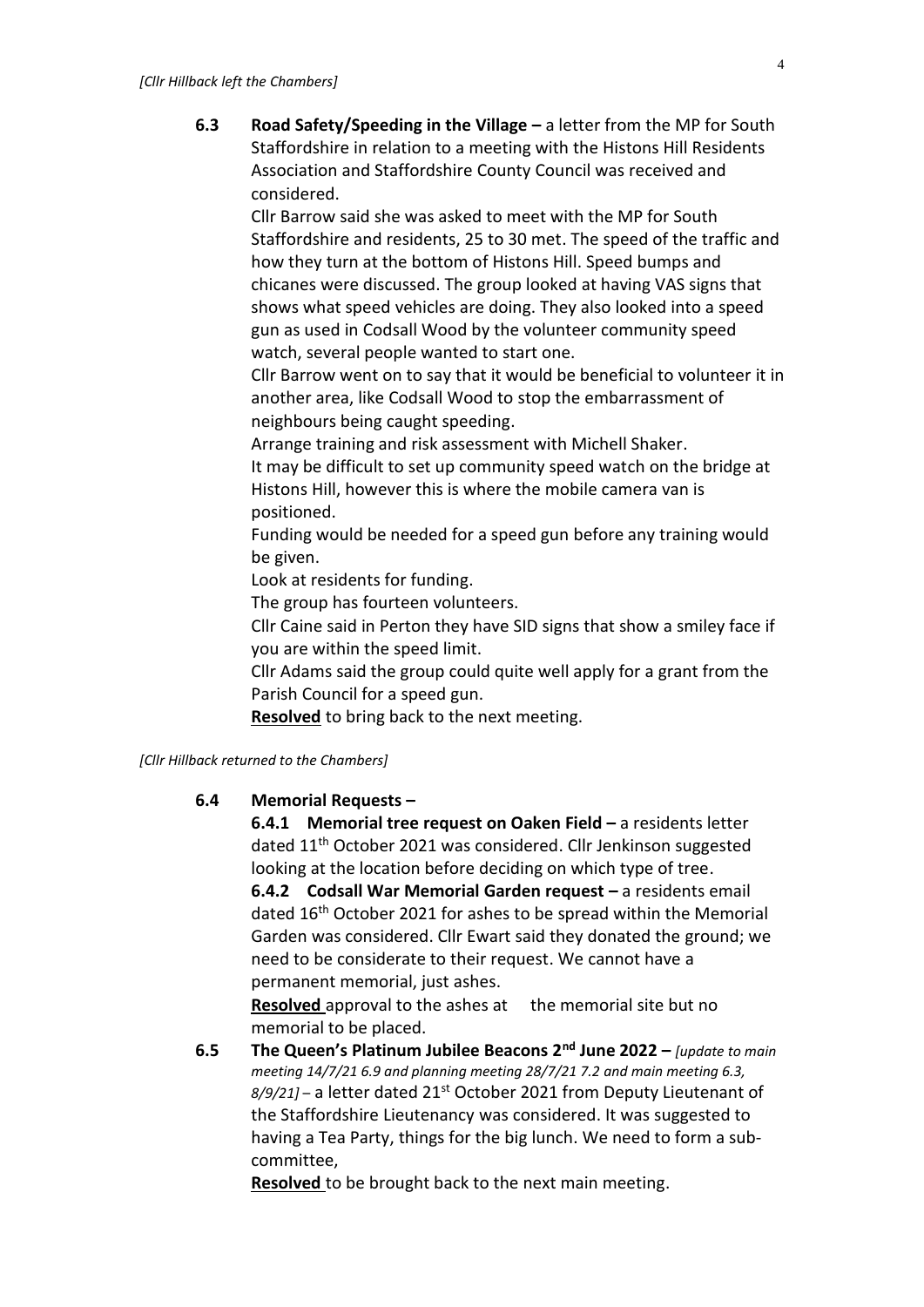*[Cllr Hillback left the Chambers]*

**6.3 Road Safety/Speeding in the Village –** a letter from the MP for South Staffordshire in relation to a meeting with the Histons Hill Residents Association and Staffordshire County Council was received and considered.

Cllr Barrow said she was asked to meet with the MP for South Staffordshire and residents, 25 to 30 met. The speed of the traffic and how they turn at the bottom of Histons Hill. Speed bumps and chicanes were discussed. The group looked at having VAS signs that shows what speed vehicles are doing. They also looked into a speed gun as used in Codsall Wood by the volunteer community speed watch, several people wanted to start one.

Cllr Barrow went on to say that it would be beneficial to volunteer it in another area, like Codsall Wood to stop the embarrassment of neighbours being caught speeding.

Arrange training and risk assessment with Michell Shaker.

It may be difficult to set up community speed watch on the bridge at Histons Hill, however this is where the mobile camera van is positioned.

Funding would be needed for a speed gun before any training would be given.

Look at residents for funding.

The group has fourteen volunteers.

Cllr Caine said in Perton they have SID signs that show a smiley face if you are within the speed limit.

Cllr Adams said the group could quite well apply for a grant from the Parish Council for a speed gun.

**Resolved** to bring back to the next meeting.

*[Cllr Hillback returned to the Chambers]*

**6.4 Memorial Requests –**

**6.4.1 Memorial tree request on Oaken Field –** a residents letter dated 11th October 2021 was considered. Cllr Jenkinson suggested looking at the location before deciding on which type of tree.

**6.4.2 Codsall War Memorial Garden request –** a residents email dated 16th October 2021 for ashes to be spread within the Memorial Garden was considered. Cllr Ewart said they donated the ground; we need to be considerate to their request. We cannot have a permanent memorial, just ashes.

**Resolved** approval to the ashes at the memorial site but no memorial to be placed.

**6.5 The Queen's Platinum Jubilee Beacons 2nd June 2022 –** *[update to main meeting 14/7/21 6.9 and planning meeting 28/7/21 7.2 and main meeting 6.3, 8/9/21]* – a letter dated 21st October 2021 from Deputy Lieutenant of the Staffordshire Lieutenancy was considered. It was suggested to having a Tea Party, things for the big lunch. We need to form a sub-committee,

**Resolved** to be brought back to the next main meeting.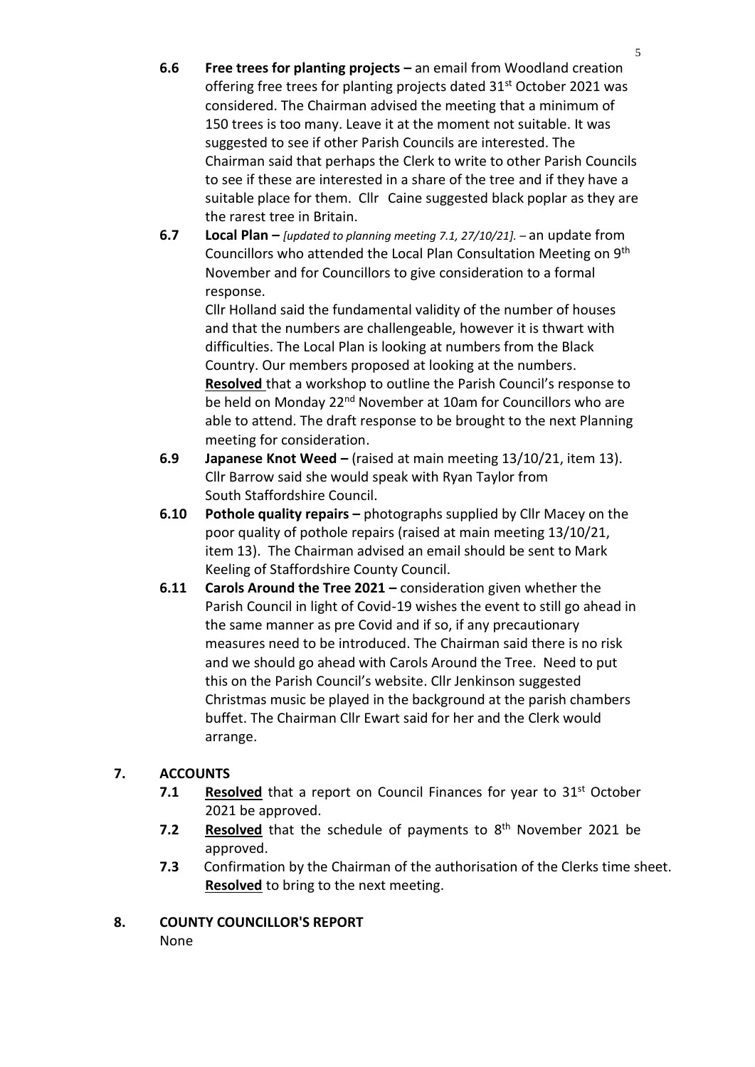- **6.6 Free trees for planting projects –** an email from Woodland creation offering free trees for planting projects dated 31st October 2021 was considered. The Chairman advised the meeting that a minimum of 150 trees is too many. Leave it at the moment not suitable. It was suggested to see if other Parish Councils are interested. The Chairman said that perhaps the Clerk to write to other Parish Councils to see if these are interested in a share of the tree and if they have a suitable place for them. Cllr Caine suggested black poplar as they are the rarest tree in Britain.

- **6.7 Local Plan –** *[updated to planning meeting 7.1, 27/10/21].* – an update from Councillors who attended the Local Plan Consultation Meeting on 9th November and for Councillors to give consideration to a formal response.

  Cllr Holland said the fundamental validity of the number of houses and that the numbers are challengeable, however it is thwart with difficulties. The Local Plan is looking at numbers from the Black Country. Our members proposed at looking at the numbers.
  **Resolved** that a workshop to outline the Parish Council's response to be held on Monday 22nd November at 10am for Councillors who are able to attend. The draft response to be brought to the next Planning meeting for consideration.

- **6.9 Japanese Knot Weed –** (raised at main meeting 13/10/21, item 13). Cllr Barrow said she would speak with Ryan Taylor from South Staffordshire Council.

- **6.10 Pothole quality repairs –** photographs supplied by Cllr Macey on the poor quality of pothole repairs (raised at main meeting 13/10/21, item 13). The Chairman advised an email should be sent to Mark Keeling of Staffordshire County Council.

- **6.11 Carols Around the Tree 2021 –** consideration given whether the Parish Council in light of Covid-19 wishes the event to still go ahead in the same manner as pre Covid and if so, if any precautionary measures need to be introduced. The Chairman said there is no risk and we should go ahead with Carols Around the Tree. Need to put this on the Parish Council's website. Cllr Jenkinson suggested Christmas music be played in the background at the parish chambers buffet. The Chairman Cllr Ewart said for her and the Clerk would arrange.

## 7. ACCOUNTS

- **7.1** **Resolved** that a report on Council Finances for year to 31st October 2021 be approved.
- **7.2** **Resolved** that the schedule of payments to 8th November 2021 be approved.
- **7.3** Confirmation by the Chairman of the authorisation of the Clerks time sheet. **Resolved** to bring to the next meeting.

## 8. COUNTY COUNCILLOR'S REPORT

None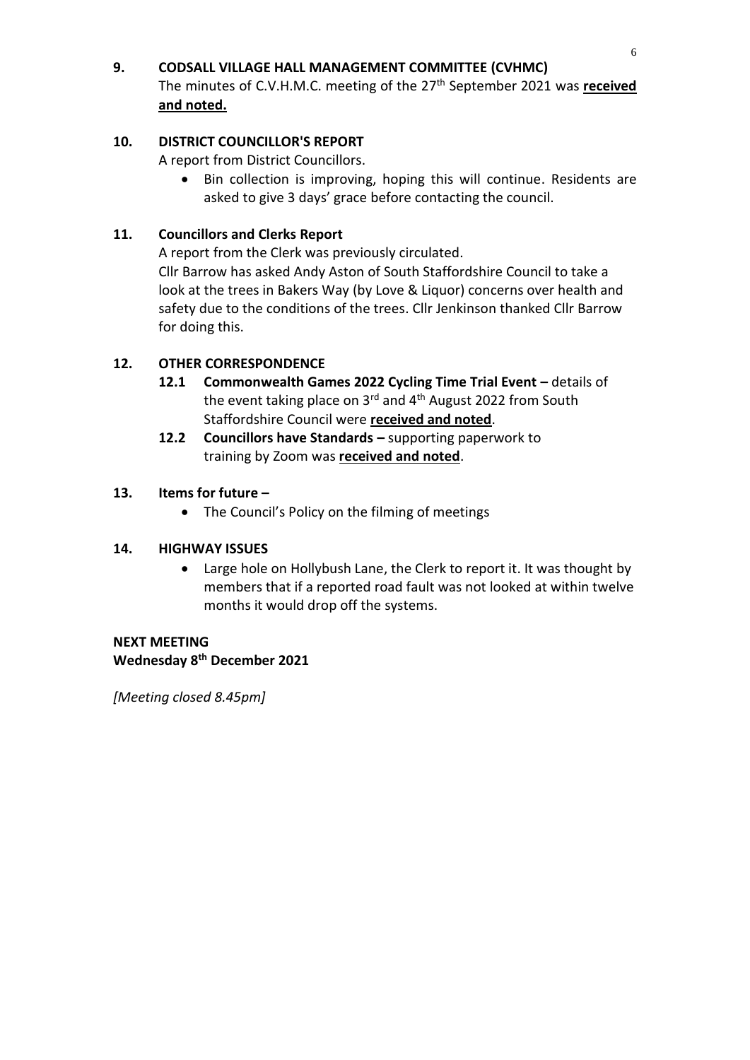**9. CODSALL VILLAGE HALL MANAGEMENT COMMITTEE (CVHMC)**

The minutes of C.V.H.M.C. meeting of the 27th September 2021 was **received and noted.**

**10. DISTRICT COUNCILLOR'S REPORT**

A report from District Councillors.

- Bin collection is improving, hoping this will continue. Residents are asked to give 3 days' grace before contacting the council.

**11. Councillors and Clerks Report**

A report from the Clerk was previously circulated.

Cllr Barrow has asked Andy Aston of South Staffordshire Council to take a look at the trees in Bakers Way (by Love & Liquor) concerns over health and safety due to the conditions of the trees. Cllr Jenkinson thanked Cllr Barrow for doing this.

**12. OTHER CORRESPONDENCE**

**12.1 Commonwealth Games 2022 Cycling Time Trial Event –** details of the event taking place on 3rd and 4th August 2022 from South Staffordshire Council were **received and noted**.

**12.2 Councillors have Standards –** supporting paperwork to training by Zoom was **received and noted**.

**13. Items for future –**

- The Council's Policy on the filming of meetings

**14. HIGHWAY ISSUES**

- Large hole on Hollybush Lane, the Clerk to report it. It was thought by members that if a reported road fault was not looked at within twelve months it would drop off the systems.

**NEXT MEETING**
**Wednesday 8th December 2021**

*[Meeting closed 8.45pm]*